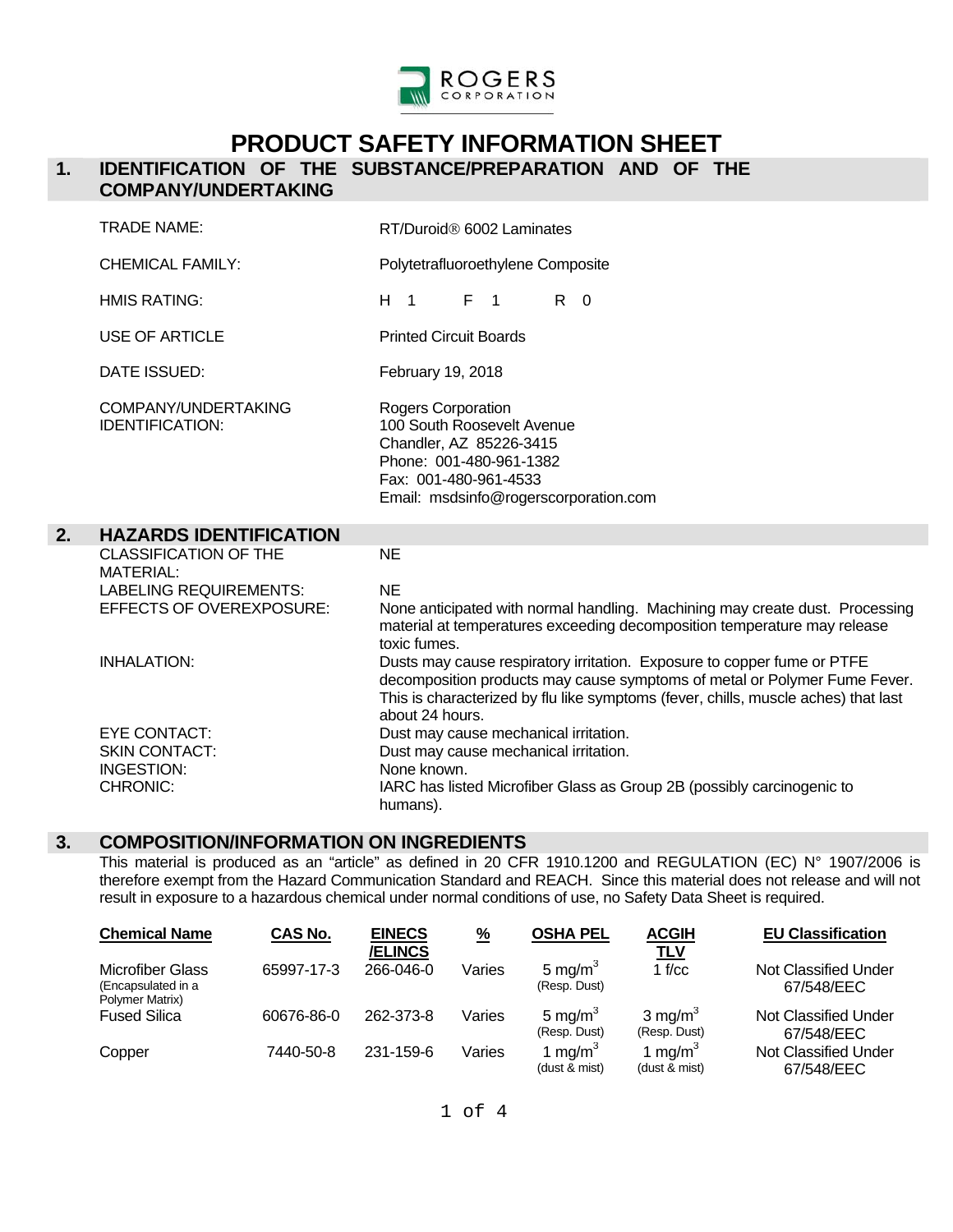ROGERS CORPORATION

# PRODUCT SAFETY INFORMATION SHEET

## 1. IDENTIFICATION OF THE SUBSTANCE/PREPARATION AND OF THE COMPANY/UNDERTAKING

| | |
|---|---|
| TRADE NAME: | RT/Duroid® 6002 Laminates |
| CHEMICAL FAMILY: | Polytetrafluoroethylene Composite |
| HMIS RATING: | H 1 F 1 R 0 |
| USE OF ARTICLE | Printed Circuit Boards |
| DATE ISSUED: | February 19, 2018 |
| COMPANY/UNDERTAKING IDENTIFICATION: | Rogers Corporation<br>100 South Roosevelt Avenue<br>Chandler, AZ 85226-3415<br>Phone: 001-480-961-1382<br>Fax: 001-480-961-4533<br>Email: msdsinfo@rogerscorporation.com |

## 2. HAZARDS IDENTIFICATION

| | |
|---|---|
| CLASSIFICATION OF THE MATERIAL: | NE |
| LABELING REQUIREMENTS: | NE |
| EFFECTS OF OVEREXPOSURE: | None anticipated with normal handling. Machining may create dust. Processing material at temperatures exceeding decomposition temperature may release toxic fumes. |
| INHALATION: | Dusts may cause respiratory irritation. Exposure to copper fume or PTFE decomposition products may cause symptoms of metal or Polymer Fume Fever. This is characterized by flu like symptoms (fever, chills, muscle aches) that last about 24 hours. |
| EYE CONTACT: | Dust may cause mechanical irritation. |
| SKIN CONTACT: | Dust may cause mechanical irritation. |
| INGESTION: | None known. |
| CHRONIC: | IARC has listed Microfiber Glass as Group 2B (possibly carcinogenic to humans). |

## 3. COMPOSITION/INFORMATION ON INGREDIENTS

This material is produced as an "article" as defined in 20 CFR 1910.1200 and REGULATION (EC) N° 1907/2006 is therefore exempt from the Hazard Communication Standard and REACH. Since this material does not release and will not result in exposure to a hazardous chemical under normal conditions of use, no Safety Data Sheet is required.

| Chemical Name | CAS No. | EINECS /ELINCS | % | OSHA PEL | ACGIH TLV | EU Classification |
|---|---|---|---|---|---|---|
| Microfiber Glass (Encapsulated in a Polymer Matrix) | 65997-17-3 | 266-046-0 | Varies | 5 mg/m$^3$ (Resp. Dust) | 1 f/cc | Not Classified Under 67/548/EEC |
| Fused Silica | 60676-86-0 | 262-373-8 | Varies | 5 mg/m$^3$ (Resp. Dust) | 3 mg/m$^3$ (Resp. Dust) | Not Classified Under 67/548/EEC |
| Copper | 7440-50-8 | 231-159-6 | Varies | 1 mg/m$^3$ (dust & mist) | 1 mg/m$^3$ (dust & mist) | Not Classified Under 67/548/EEC |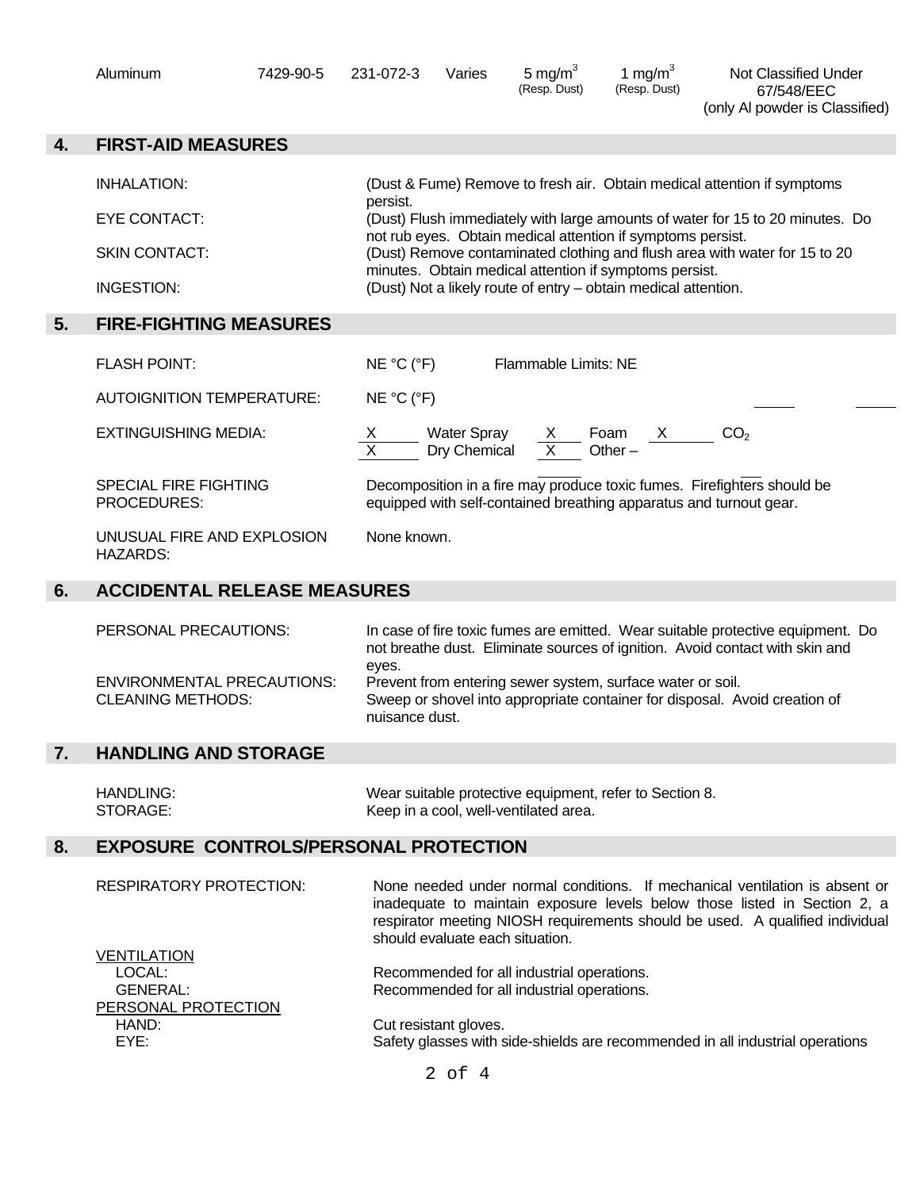| Aluminum | 7429-90-5 | 231-072-3 | Varies | 5 mg/m$^3$ (Resp. Dust) | 1 mg/m$^3$ (Resp. Dust) | Not Classified Under 67/548/EEC (only Al powder is Classified) |
|---|---|---|---|---|---|---|

## 4. FIRST-AID MEASURES

INHALATION: (Dust & Fume) Remove to fresh air. Obtain medical attention if symptoms persist.

EYE CONTACT: (Dust) Flush immediately with large amounts of water for 15 to 20 minutes. Do not rub eyes. Obtain medical attention if symptoms persist.

SKIN CONTACT: (Dust) Remove contaminated clothing and flush area with water for 15 to 20 minutes. Obtain medical attention if symptoms persist.

INGESTION: (Dust) Not a likely route of entry – obtain medical attention.

## 5. FIRE-FIGHTING MEASURES

FLASH POINT: NE °C (°F) Flammable Limits: NE

AUTOIGNITION TEMPERATURE: NE °C (°F)

EXTINGUISHING MEDIA: X Water Spray X Foam X $CO_2$
X Dry Chemical X Other –

SPECIAL FIRE FIGHTING PROCEDURES: Decomposition in a fire may produce toxic fumes. Firefighters should be equipped with self-contained breathing apparatus and turnout gear.

UNUSUAL FIRE AND EXPLOSION HAZARDS: None known.

## 6. ACCIDENTAL RELEASE MEASURES

PERSONAL PRECAUTIONS: In case of fire toxic fumes are emitted. Wear suitable protective equipment. Do not breathe dust. Eliminate sources of ignition. Avoid contact with skin and eyes.

ENVIRONMENTAL PRECAUTIONS: Prevent from entering sewer system, surface water or soil.

CLEANING METHODS: Sweep or shovel into appropriate container for disposal. Avoid creation of nuisance dust.

## 7. HANDLING AND STORAGE

HANDLING: Wear suitable protective equipment, refer to Section 8.

STORAGE: Keep in a cool, well-ventilated area.

## 8. EXPOSURE CONTROLS/PERSONAL PROTECTION

RESPIRATORY PROTECTION: None needed under normal conditions. If mechanical ventilation is absent or inadequate to maintain exposure levels below those listed in Section 2, a respirator meeting NIOSH requirements should be used. A qualified individual should evaluate each situation.

VENTILATION

LOCAL: Recommended for all industrial operations.

GENERAL: Recommended for all industrial operations.

PERSONAL PROTECTION

HAND: Cut resistant gloves.

EYE: Safety glasses with side-shields are recommended in all industrial operations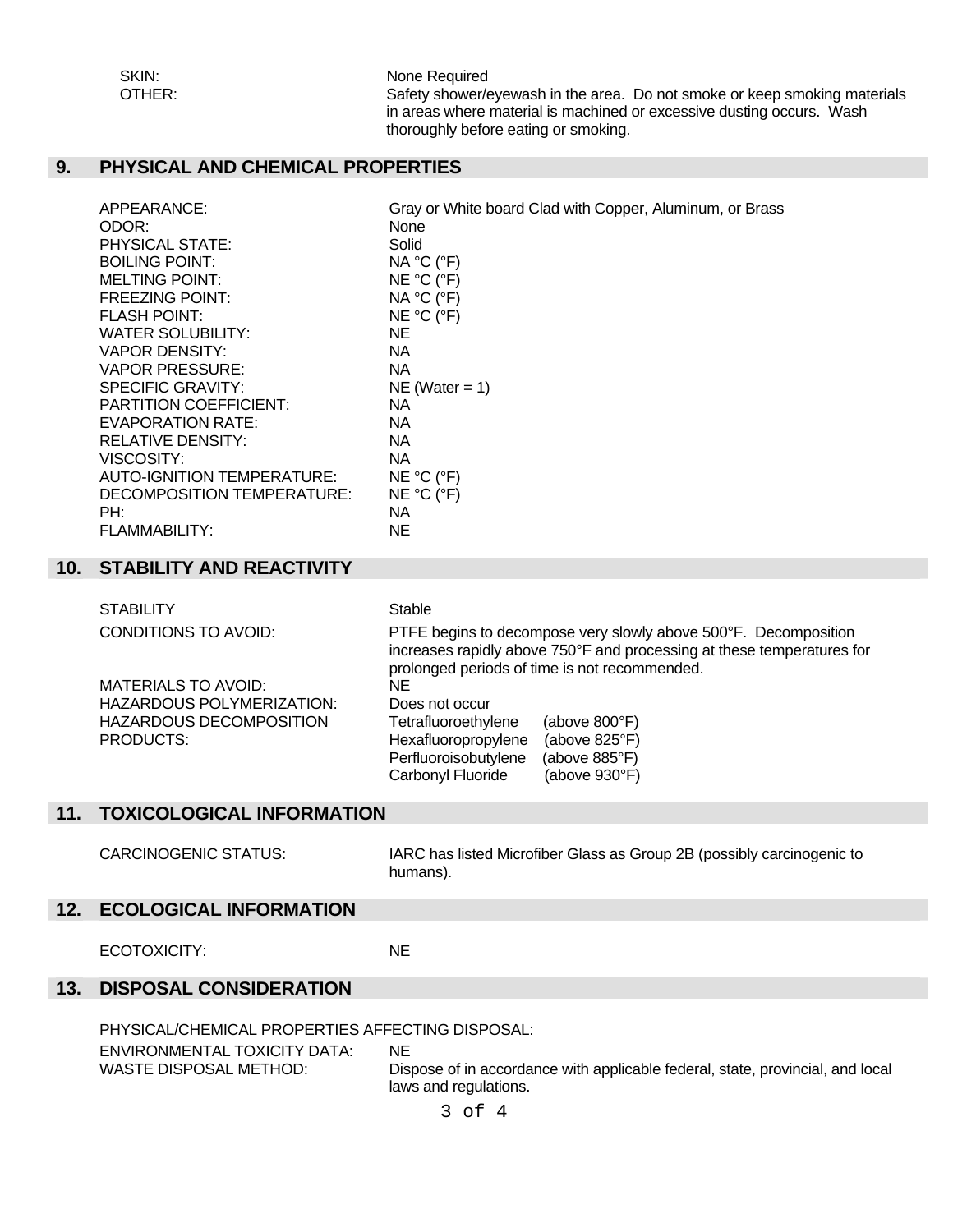| | |
|---|---|
| SKIN: | None Required |
| OTHER: | Safety shower/eyewash in the area. Do not smoke or keep smoking materials in areas where material is machined or excessive dusting occurs. Wash thoroughly before eating or smoking. |

## 9. PHYSICAL AND CHEMICAL PROPERTIES

| | |
|---|---|
| APPEARANCE: | Gray or White board Clad with Copper, Aluminum, or Brass |
| ODOR: | None |
| PHYSICAL STATE: | Solid |
| BOILING POINT: | NA °C (°F) |
| MELTING POINT: | NE °C (°F) |
| FREEZING POINT: | NA °C (°F) |
| FLASH POINT: | NE °C (°F) |
| WATER SOLUBILITY: | NE |
| VAPOR DENSITY: | NA |
| VAPOR PRESSURE: | NA |
| SPECIFIC GRAVITY: | NE (Water = 1) |
| PARTITION COEFFICIENT: | NA |
| EVAPORATION RATE: | NA |
| RELATIVE DENSITY: | NA |
| VISCOSITY: | NA |
| AUTO-IGNITION TEMPERATURE: | NE °C (°F) |
| DECOMPOSITION TEMPERATURE: | NE °C (°F) |
| PH: | NA |
| FLAMMABILITY: | NE |

## 10. STABILITY AND REACTIVITY

| | |
|---|---|
| STABILITY | Stable |
| CONDITIONS TO AVOID: | PTFE begins to decompose very slowly above 500°F. Decomposition increases rapidly above 750°F and processing at these temperatures for prolonged periods of time is not recommended. |
| MATERIALS TO AVOID: | NE |
| HAZARDOUS POLYMERIZATION: | Does not occur |
| HAZARDOUS DECOMPOSITION PRODUCTS: | Tetrafluoroethylene (above 800°F)<br>Hexafluoropropylene (above 825°F)<br>Perfluoroisobutylene (above 885°F)<br>Carbonyl Fluoride (above 930°F) |

## 11. TOXICOLOGICAL INFORMATION

| | |
|---|---|
| CARCINOGENIC STATUS: | IARC has listed Microfiber Glass as Group 2B (possibly carcinogenic to humans). |

## 12. ECOLOGICAL INFORMATION

| | |
|---|---|
| ECOTOXICITY: | NE |

## 13. DISPOSAL CONSIDERATION

PHYSICAL/CHEMICAL PROPERTIES AFFECTING DISPOSAL:

| | |
|---|---|
| ENVIRONMENTAL TOXICITY DATA: | NE |
| WASTE DISPOSAL METHOD: | Dispose of in accordance with applicable federal, state, provincial, and local laws and regulations. |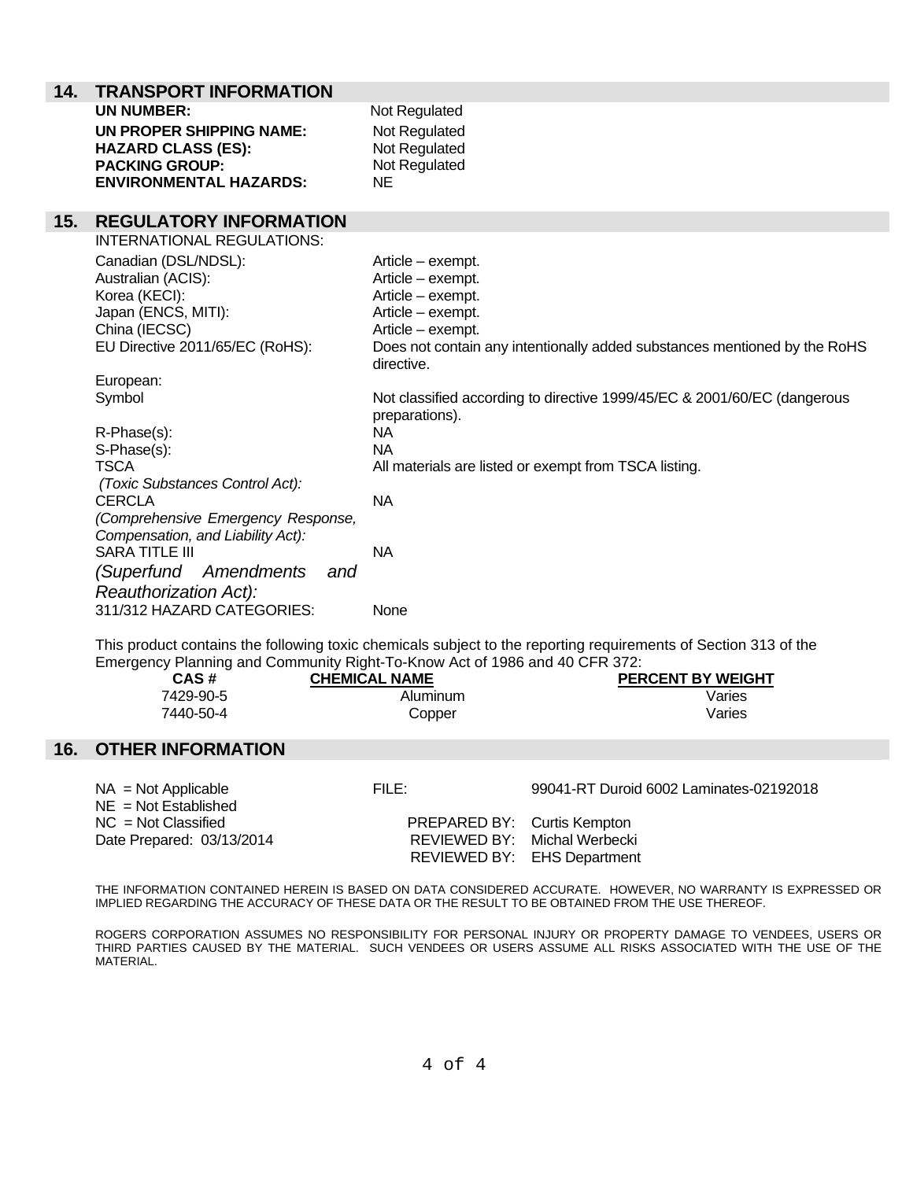## 14. TRANSPORT INFORMATION

| | |
|---|---|
| **UN NUMBER:** | Not Regulated |
| **UN PROPER SHIPPING NAME:** | Not Regulated |
| **HAZARD CLASS (ES):** | Not Regulated |
| **PACKING GROUP:** | Not Regulated |
| **ENVIRONMENTAL HAZARDS:** | NE |

## 15. REGULATORY INFORMATION

INTERNATIONAL REGULATIONS:

| | |
|---|---|
| Canadian (DSL/NDSL): | Article – exempt. |
| Australian (ACIS): | Article – exempt. |
| Korea (KECI): | Article – exempt. |
| Japan (ENCS, MITI): | Article – exempt. |
| China (IECSC) | Article – exempt. |
| EU Directive 2011/65/EC (RoHS): | Does not contain any intentionally added substances mentioned by the RoHS directive. |
| European: | |
| Symbol | Not classified according to directive 1999/45/EC & 2001/60/EC (dangerous preparations). |
| R-Phase(s): | NA |
| S-Phase(s): | NA |
| TSCA *(Toxic Substances Control Act):* | All materials are listed or exempt from TSCA listing. |
| CERCLA *(Comprehensive Emergency Response, Compensation, and Liability Act):* | NA |
| SARA TITLE III *(Superfund Amendments and Reauthorization Act):* | NA |
| 311/312 HAZARD CATEGORIES: | None |

This product contains the following toxic chemicals subject to the reporting requirements of Section 313 of the Emergency Planning and Community Right-To-Know Act of 1986 and 40 CFR 372:

| CAS # | CHEMICAL NAME | PERCENT BY WEIGHT |
|---|---|---|
| 7429-90-5 | Aluminum | Varies |
| 7440-50-4 | Copper | Varies |

## 16. OTHER INFORMATION

NA = Not Applicable
NE = Not Established
NC = Not Classified
Date Prepared: 03/13/2014

FILE: 99041-RT Duroid 6002 Laminates-02192018

PREPARED BY: Curtis Kempton
REVIEWED BY: Michal Werbecki
REVIEWED BY: EHS Department

THE INFORMATION CONTAINED HEREIN IS BASED ON DATA CONSIDERED ACCURATE. HOWEVER, NO WARRANTY IS EXPRESSED OR IMPLIED REGARDING THE ACCURACY OF THESE DATA OR THE RESULT TO BE OBTAINED FROM THE USE THEREOF.

ROGERS CORPORATION ASSUMES NO RESPONSIBILITY FOR PERSONAL INJURY OR PROPERTY DAMAGE TO VENDEES, USERS OR THIRD PARTIES CAUSED BY THE MATERIAL. SUCH VENDEES OR USERS ASSUME ALL RISKS ASSOCIATED WITH THE USE OF THE MATERIAL.